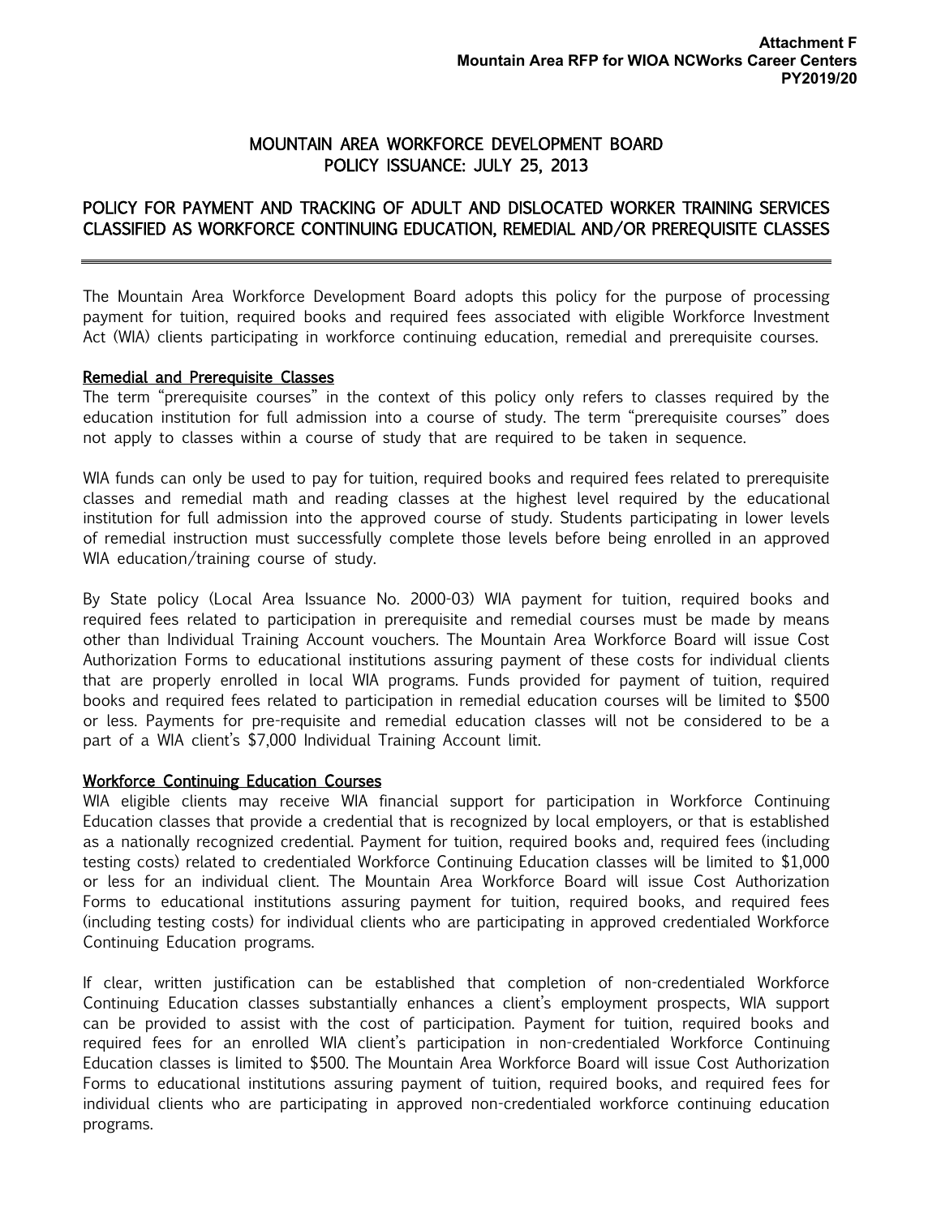**Attachment F**
**Mountain Area RFP for WIOA NCWorks Career Centers**
**PY2019/20**

# MOUNTAIN AREA WORKFORCE DEVELOPMENT BOARD
# POLICY ISSUANCE: JULY 25, 2013

## POLICY FOR PAYMENT AND TRACKING OF ADULT AND DISLOCATED WORKER TRAINING SERVICES CLASSIFIED AS WORKFORCE CONTINUING EDUCATION, REMEDIAL AND/OR PREREQUISITE CLASSES

---

The Mountain Area Workforce Development Board adopts this policy for the purpose of processing payment for tuition, required books and required fees associated with eligible Workforce Investment Act (WIA) clients participating in workforce continuing education, remedial and prerequisite courses.

### Remedial and Prerequisite Classes

The term "prerequisite courses" in the context of this policy only refers to classes required by the education institution for full admission into a course of study. The term "prerequisite courses" does not apply to classes within a course of study that are required to be taken in sequence.

WIA funds can only be used to pay for tuition, required books and required fees related to prerequisite classes and remedial math and reading classes at the highest level required by the educational institution for full admission into the approved course of study. Students participating in lower levels of remedial instruction must successfully complete those levels before being enrolled in an approved WIA education/training course of study.

By State policy (Local Area Issuance No. 2000-03) WIA payment for tuition, required books and required fees related to participation in prerequisite and remedial courses must be made by means other than Individual Training Account vouchers. The Mountain Area Workforce Board will issue Cost Authorization Forms to educational institutions assuring payment of these costs for individual clients that are properly enrolled in local WIA programs. Funds provided for payment of tuition, required books and required fees related to participation in remedial education courses will be limited to $500 or less. Payments for pre-requisite and remedial education classes will not be considered to be a part of a WIA client's $7,000 Individual Training Account limit.

### Workforce Continuing Education Courses

WIA eligible clients may receive WIA financial support for participation in Workforce Continuing Education classes that provide a credential that is recognized by local employers, or that is established as a nationally recognized credential. Payment for tuition, required books and, required fees (including testing costs) related to credentialed Workforce Continuing Education classes will be limited to $1,000 or less for an individual client. The Mountain Area Workforce Board will issue Cost Authorization Forms to educational institutions assuring payment for tuition, required books, and required fees (including testing costs) for individual clients who are participating in approved credentialed Workforce Continuing Education programs.

If clear, written justification can be established that completion of non-credentialed Workforce Continuing Education classes substantially enhances a client's employment prospects, WIA support can be provided to assist with the cost of participation. Payment for tuition, required books and required fees for an enrolled WIA client's participation in non-credentialed Workforce Continuing Education classes is limited to $500. The Mountain Area Workforce Board will issue Cost Authorization Forms to educational institutions assuring payment of tuition, required books, and required fees for individual clients who are participating in approved non-credentialed workforce continuing education programs.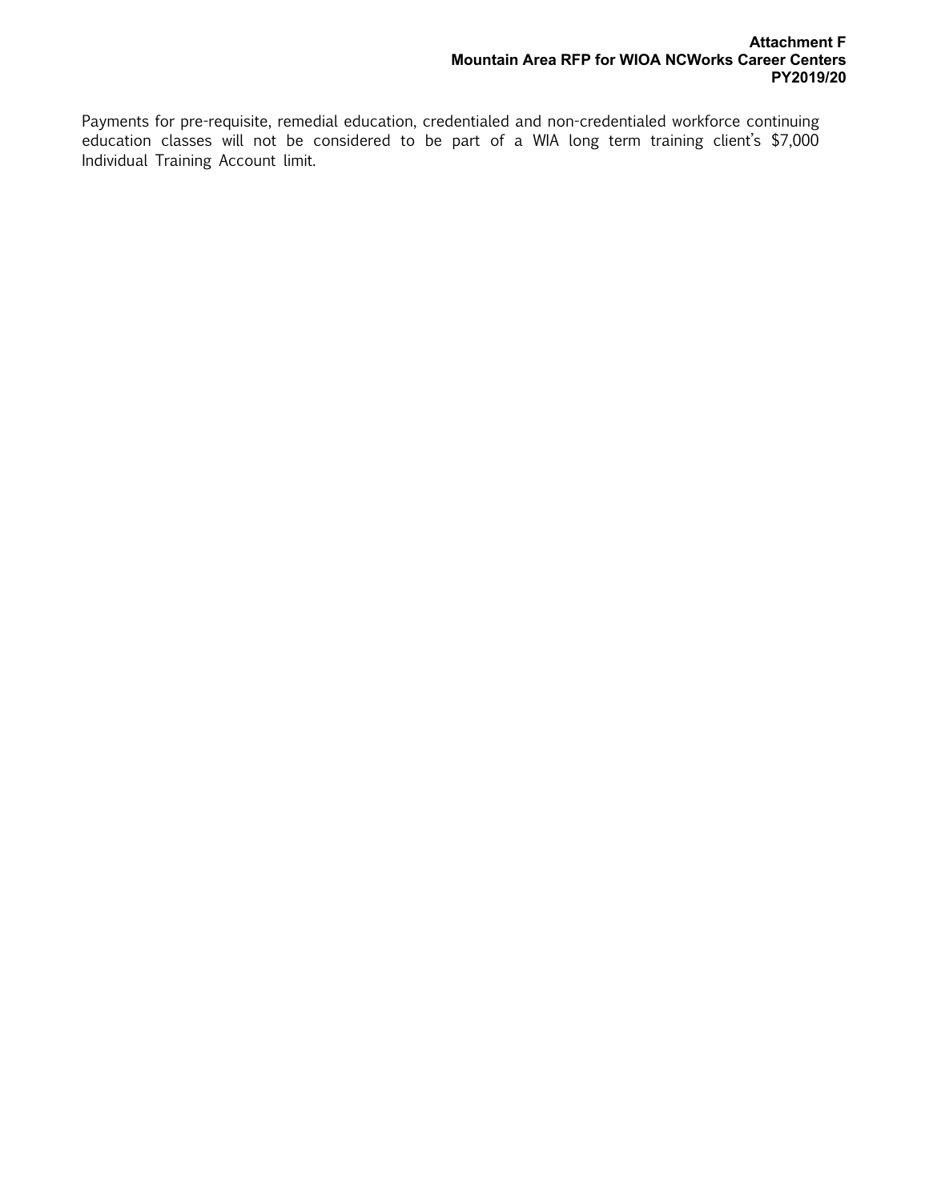Payments for pre-requisite, remedial education, credentialed and non-credentialed workforce continuing education classes will not be considered to be part of a WIA long term training client's $7,000 Individual Training Account limit.